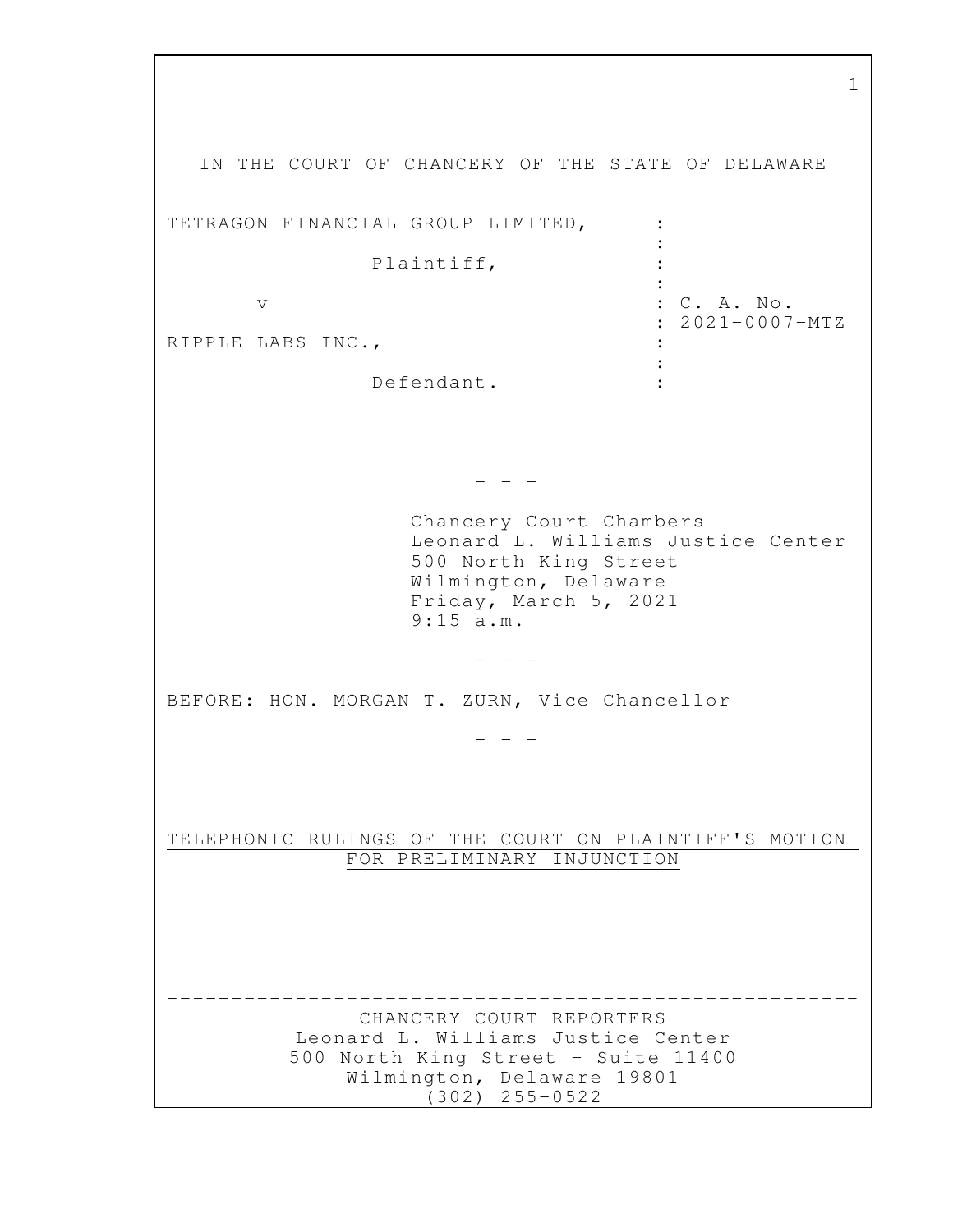IN THE COURT OF CHANCERY OF THE STATE OF DELAWARE

TETRAGON FINANCIAL GROUP LIMITED, :
:
Plaintiff, :
:
v : C. A. No.
: 2021-0007-MTZ
RIPPLE LABS INC., :
:
Defendant. :

- - -

Chancery Court Chambers
Leonard L. Williams Justice Center
500 North King Street
Wilmington, Delaware
Friday, March 5, 2021
9:15 a.m.

- - -

BEFORE: HON. MORGAN T. ZURN, Vice Chancellor

- - -

TELEPHONIC RULINGS OF THE COURT ON PLAINTIFF'S MOTION FOR PRELIMINARY INJUNCTION

---

CHANCERY COURT REPORTERS
Leonard L. Williams Justice Center
500 North King Street - Suite 11400
Wilmington, Delaware 19801
(302) 255-0522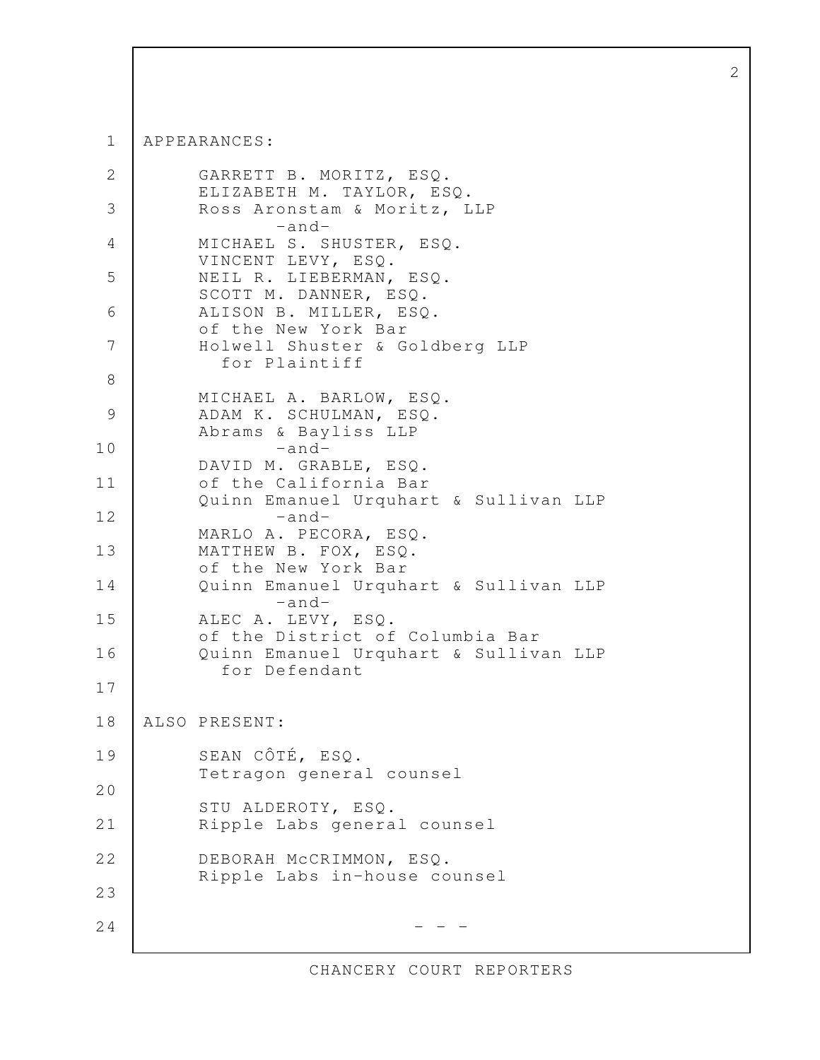APPEARANCES:

GARRETT B. MORITZ, ESQ.
ELIZABETH M. TAYLOR, ESQ.
Ross Aronstam & Moritz, LLP
-and-
MICHAEL S. SHUSTER, ESQ.
VINCENT LEVY, ESQ.
NEIL R. LIEBERMAN, ESQ.
SCOTT M. DANNER, ESQ.
ALISON B. MILLER, ESQ.
of the New York Bar
Holwell Shuster & Goldberg LLP
for Plaintiff

MICHAEL A. BARLOW, ESQ.
ADAM K. SCHULMAN, ESQ.
Abrams & Bayliss LLP
-and-
DAVID M. GRABLE, ESQ.
of the California Bar
Quinn Emanuel Urquhart & Sullivan LLP
-and-
MARLO A. PECORA, ESQ.
MATTHEW B. FOX, ESQ.
of the New York Bar
Quinn Emanuel Urquhart & Sullivan LLP
-and-
ALEC A. LEVY, ESQ.
of the District of Columbia Bar
Quinn Emanuel Urquhart & Sullivan LLP
for Defendant

ALSO PRESENT:

SEAN CÔTÉ, ESQ.
Tetragon general counsel

STU ALDEROTY, ESQ.
Ripple Labs general counsel

DEBORAH McCRIMMON, ESQ.
Ripple Labs in-house counsel

\- - -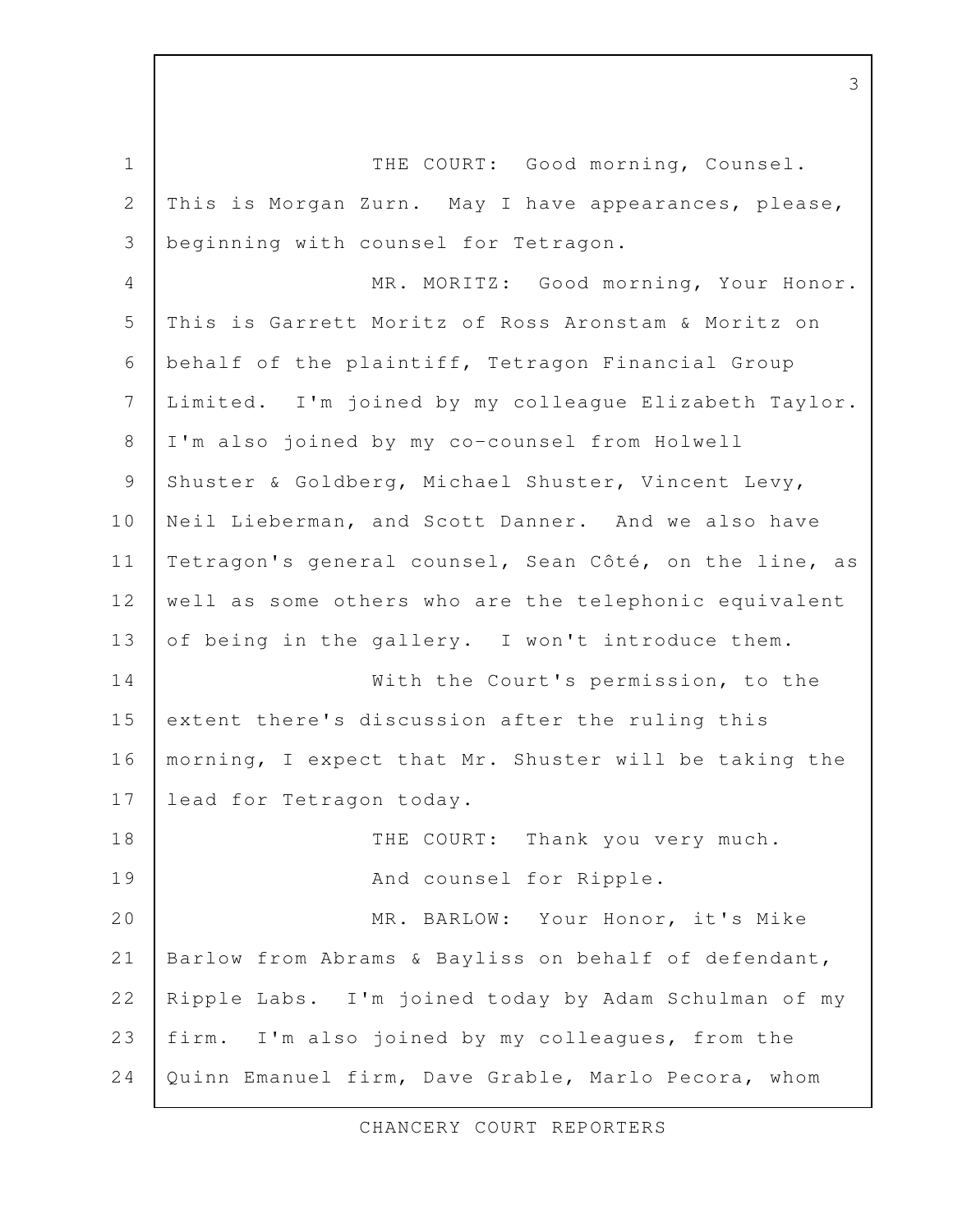THE COURT: Good morning, Counsel. This is Morgan Zurn. May I have appearances, please, beginning with counsel for Tetragon.

MR. MORITZ: Good morning, Your Honor. This is Garrett Moritz of Ross Aronstam & Moritz on behalf of the plaintiff, Tetragon Financial Group Limited. I'm joined by my colleague Elizabeth Taylor. I'm also joined by my co-counsel from Holwell Shuster & Goldberg, Michael Shuster, Vincent Levy, Neil Lieberman, and Scott Danner. And we also have Tetragon's general counsel, Sean Côté, on the line, as well as some others who are the telephonic equivalent of being in the gallery. I won't introduce them.

With the Court's permission, to the extent there's discussion after the ruling this morning, I expect that Mr. Shuster will be taking the lead for Tetragon today.

THE COURT: Thank you very much.

And counsel for Ripple.

MR. BARLOW: Your Honor, it's Mike Barlow from Abrams & Bayliss on behalf of defendant, Ripple Labs. I'm joined today by Adam Schulman of my firm. I'm also joined by my colleagues, from the Quinn Emanuel firm, Dave Grable, Marlo Pecora, whom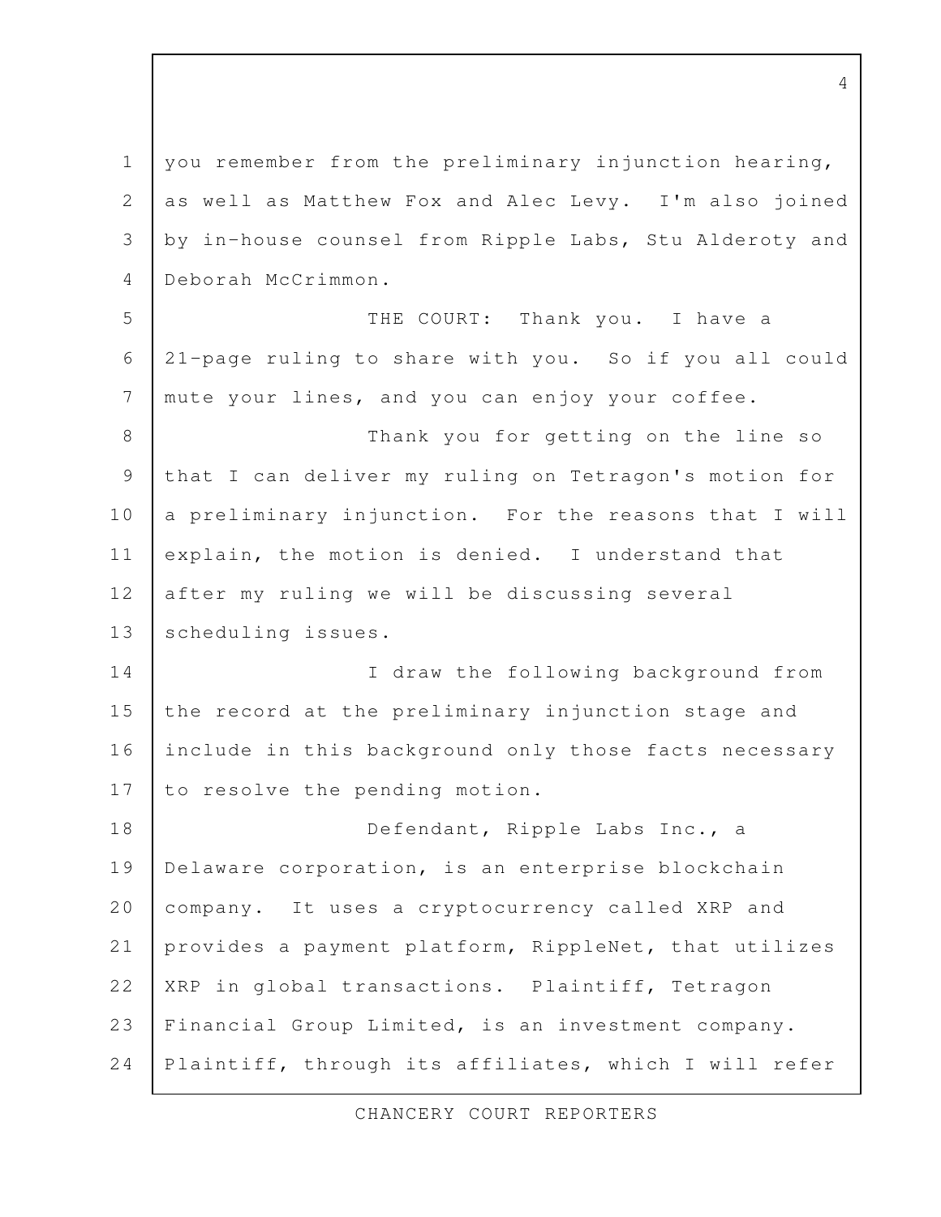you remember from the preliminary injunction hearing, as well as Matthew Fox and Alec Levy. I'm also joined by in-house counsel from Ripple Labs, Stu Alderoty and Deborah McCrimmon.

THE COURT: Thank you. I have a 21-page ruling to share with you. So if you all could mute your lines, and you can enjoy your coffee.

Thank you for getting on the line so that I can deliver my ruling on Tetragon's motion for a preliminary injunction. For the reasons that I will explain, the motion is denied. I understand that after my ruling we will be discussing several scheduling issues.

I draw the following background from the record at the preliminary injunction stage and include in this background only those facts necessary to resolve the pending motion.

Defendant, Ripple Labs Inc., a Delaware corporation, is an enterprise blockchain company. It uses a cryptocurrency called XRP and provides a payment platform, RippleNet, that utilizes XRP in global transactions. Plaintiff, Tetragon Financial Group Limited, is an investment company. Plaintiff, through its affiliates, which I will refer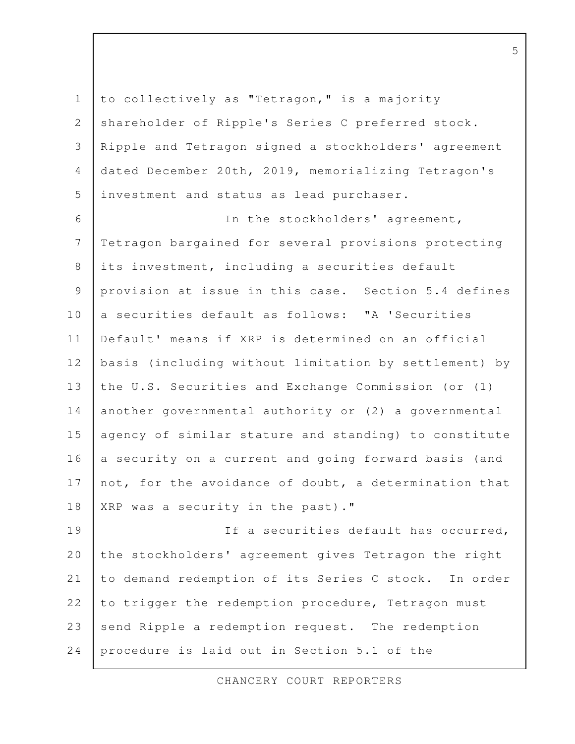to collectively as "Tetragon," is a majority shareholder of Ripple's Series C preferred stock. Ripple and Tetragon signed a stockholders' agreement dated December 20th, 2019, memorializing Tetragon's investment and status as lead purchaser.

In the stockholders' agreement, Tetragon bargained for several provisions protecting its investment, including a securities default provision at issue in this case. Section 5.4 defines a securities default as follows: "A 'Securities Default' means if XRP is determined on an official basis (including without limitation by settlement) by the U.S. Securities and Exchange Commission (or (1) another governmental authority or (2) a governmental agency of similar stature and standing) to constitute a security on a current and going forward basis (and not, for the avoidance of doubt, a determination that XRP was a security in the past)."

If a securities default has occurred, the stockholders' agreement gives Tetragon the right to demand redemption of its Series C stock. In order to trigger the redemption procedure, Tetragon must send Ripple a redemption request. The redemption procedure is laid out in Section 5.1 of the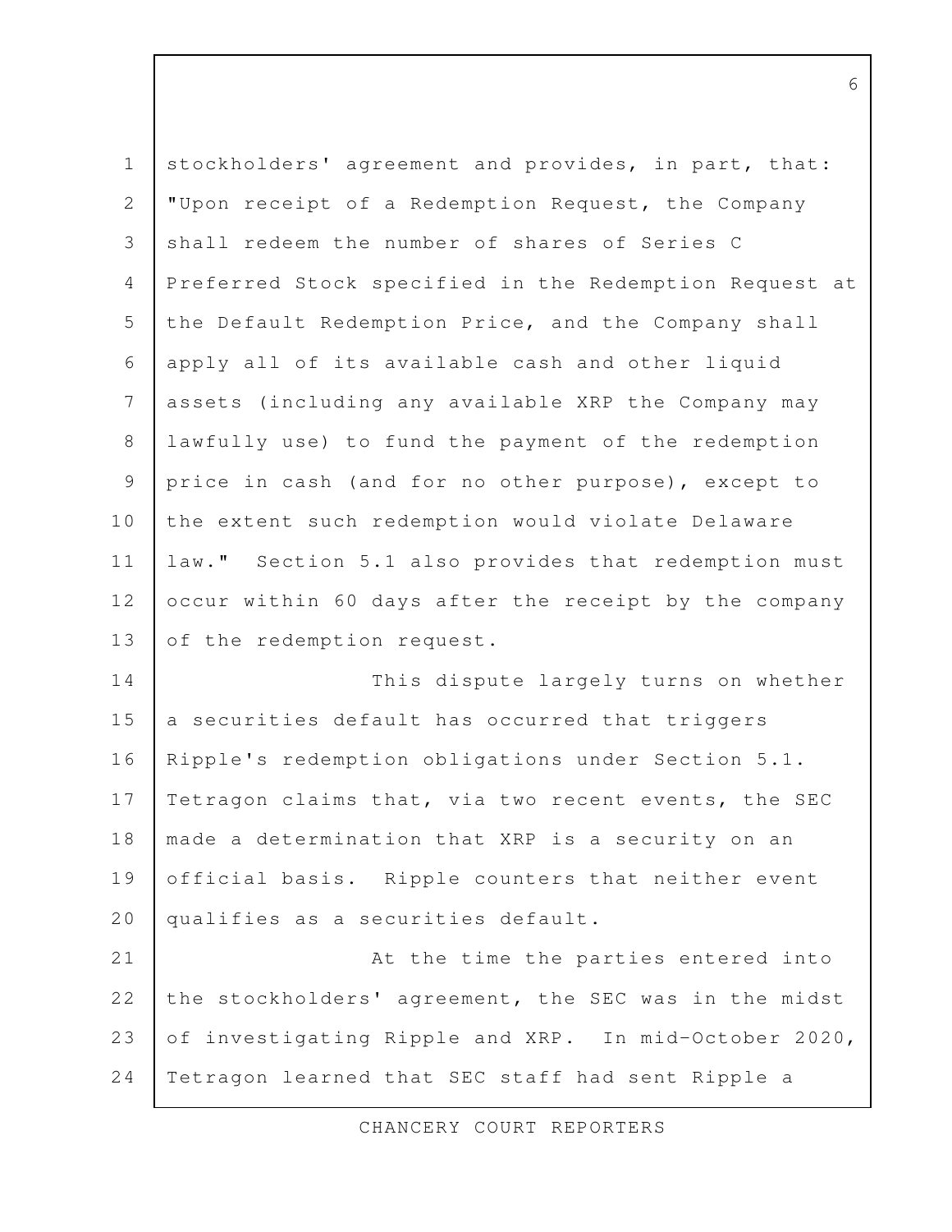stockholders' agreement and provides, in part, that: "Upon receipt of a Redemption Request, the Company shall redeem the number of shares of Series C Preferred Stock specified in the Redemption Request at the Default Redemption Price, and the Company shall apply all of its available cash and other liquid assets (including any available XRP the Company may lawfully use) to fund the payment of the redemption price in cash (and for no other purpose), except to the extent such redemption would violate Delaware law." Section 5.1 also provides that redemption must occur within 60 days after the receipt by the company of the redemption request.

This dispute largely turns on whether a securities default has occurred that triggers Ripple's redemption obligations under Section 5.1. Tetragon claims that, via two recent events, the SEC made a determination that XRP is a security on an official basis. Ripple counters that neither event qualifies as a securities default.

At the time the parties entered into the stockholders' agreement, the SEC was in the midst of investigating Ripple and XRP. In mid-October 2020, Tetragon learned that SEC staff had sent Ripple a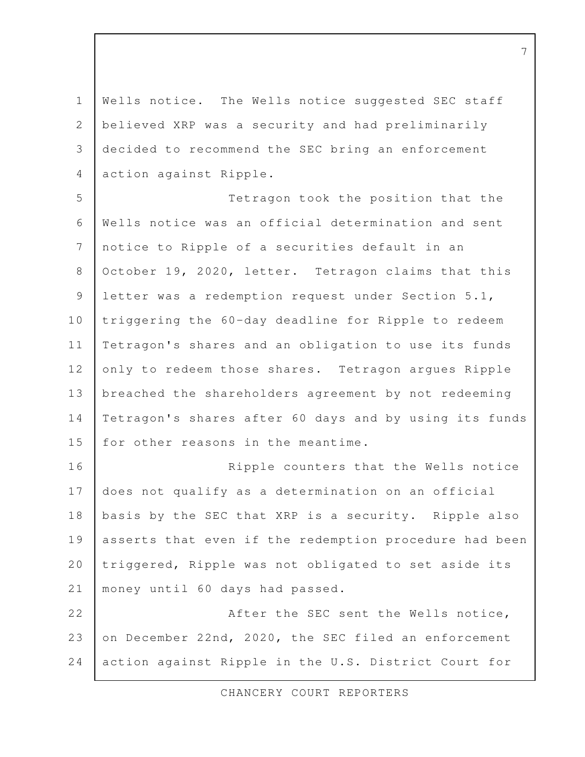Wells notice. The Wells notice suggested SEC staff believed XRP was a security and had preliminarily decided to recommend the SEC bring an enforcement action against Ripple.

Tetragon took the position that the Wells notice was an official determination and sent notice to Ripple of a securities default in an October 19, 2020, letter. Tetragon claims that this letter was a redemption request under Section 5.1, triggering the 60-day deadline for Ripple to redeem Tetragon's shares and an obligation to use its funds only to redeem those shares. Tetragon argues Ripple breached the shareholders agreement by not redeeming Tetragon's shares after 60 days and by using its funds for other reasons in the meantime.

Ripple counters that the Wells notice does not qualify as a determination on an official basis by the SEC that XRP is a security. Ripple also asserts that even if the redemption procedure had been triggered, Ripple was not obligated to set aside its money until 60 days had passed.

After the SEC sent the Wells notice, on December 22nd, 2020, the SEC filed an enforcement action against Ripple in the U.S. District Court for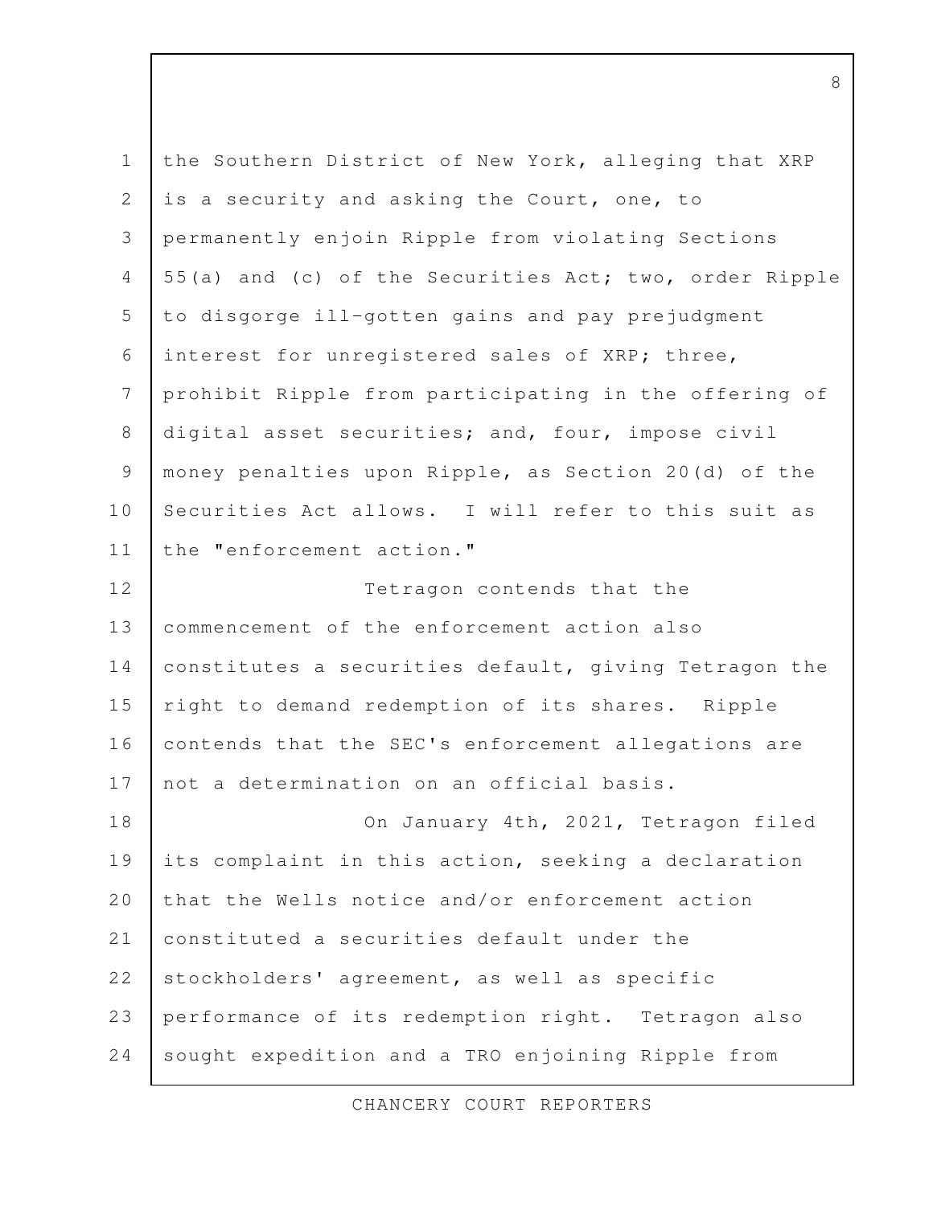the Southern District of New York, alleging that XRP is a security and asking the Court, one, to permanently enjoin Ripple from violating Sections 55(a) and (c) of the Securities Act; two, order Ripple to disgorge ill-gotten gains and pay prejudgment interest for unregistered sales of XRP; three, prohibit Ripple from participating in the offering of digital asset securities; and, four, impose civil money penalties upon Ripple, as Section 20(d) of the Securities Act allows. I will refer to this suit as the "enforcement action."

Tetragon contends that the commencement of the enforcement action also constitutes a securities default, giving Tetragon the right to demand redemption of its shares. Ripple contends that the SEC's enforcement allegations are not a determination on an official basis.

On January 4th, 2021, Tetragon filed its complaint in this action, seeking a declaration that the Wells notice and/or enforcement action constituted a securities default under the stockholders' agreement, as well as specific performance of its redemption right. Tetragon also sought expedition and a TRO enjoining Ripple from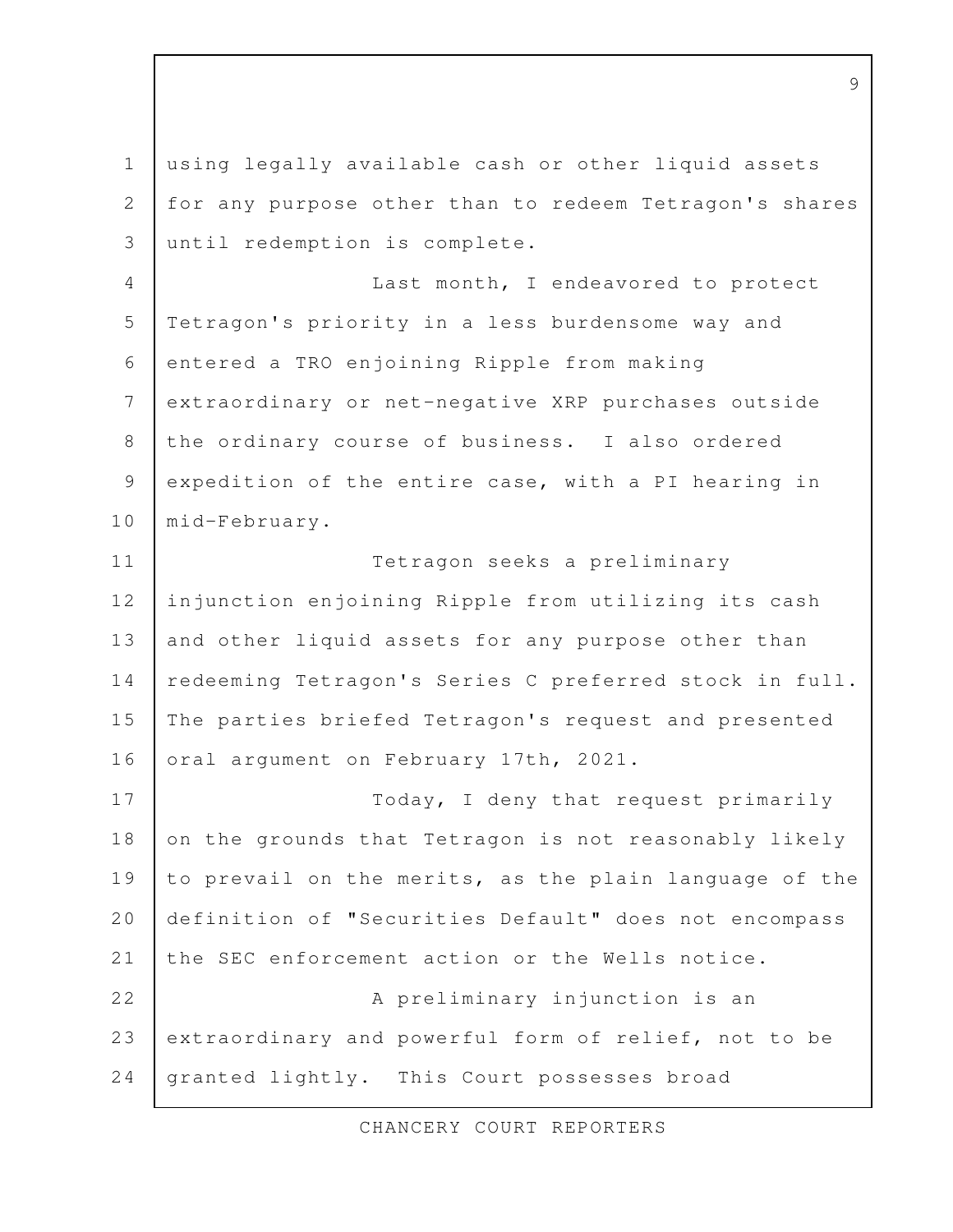using legally available cash or other liquid assets for any purpose other than to redeem Tetragon's shares until redemption is complete.

Last month, I endeavored to protect Tetragon's priority in a less burdensome way and entered a TRO enjoining Ripple from making extraordinary or net-negative XRP purchases outside the ordinary course of business. I also ordered expedition of the entire case, with a PI hearing in mid-February.

Tetragon seeks a preliminary injunction enjoining Ripple from utilizing its cash and other liquid assets for any purpose other than redeeming Tetragon's Series C preferred stock in full. The parties briefed Tetragon's request and presented oral argument on February 17th, 2021.

Today, I deny that request primarily on the grounds that Tetragon is not reasonably likely to prevail on the merits, as the plain language of the definition of "Securities Default" does not encompass the SEC enforcement action or the Wells notice.

A preliminary injunction is an extraordinary and powerful form of relief, not to be granted lightly. This Court possesses broad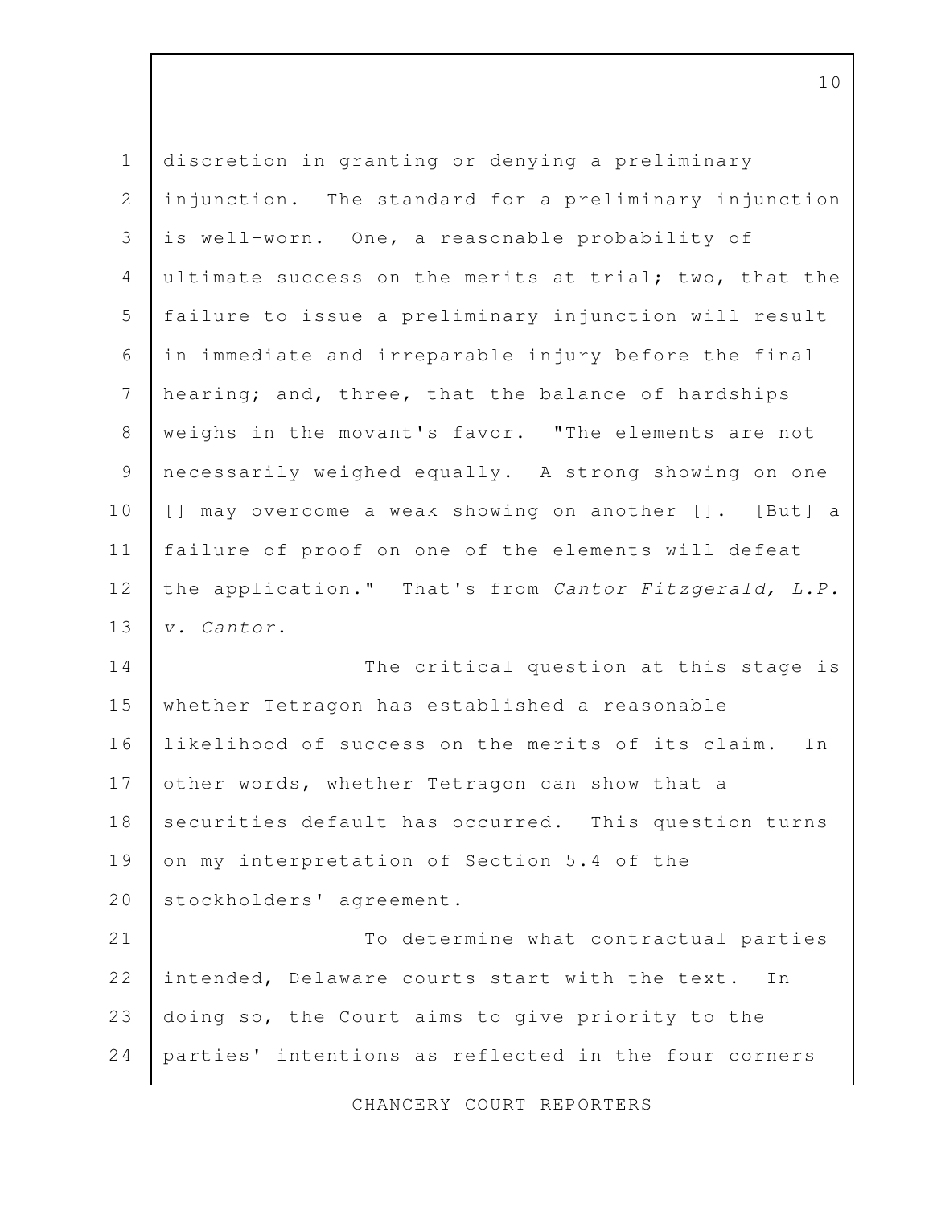discretion in granting or denying a preliminary injunction. The standard for a preliminary injunction is well-worn. One, a reasonable probability of ultimate success on the merits at trial; two, that the failure to issue a preliminary injunction will result in immediate and irreparable injury before the final hearing; and, three, that the balance of hardships weighs in the movant's favor. "The elements are not necessarily weighed equally. A strong showing on one [] may overcome a weak showing on another []. [But] a failure of proof on one of the elements will defeat the application." That's from *Cantor Fitzgerald, L.P. v. Cantor.*

The critical question at this stage is whether Tetragon has established a reasonable likelihood of success on the merits of its claim. In other words, whether Tetragon can show that a securities default has occurred. This question turns on my interpretation of Section 5.4 of the stockholders' agreement.

To determine what contractual parties intended, Delaware courts start with the text. In doing so, the Court aims to give priority to the parties' intentions as reflected in the four corners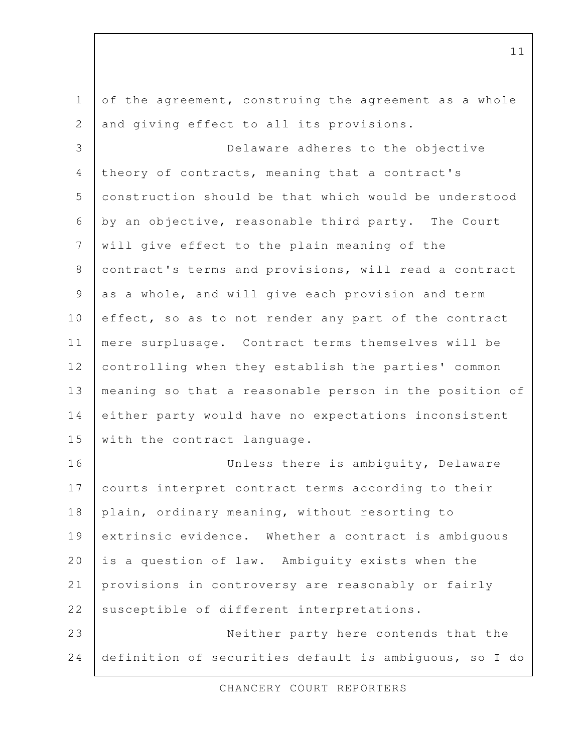of the agreement, construing the agreement as a whole and giving effect to all its provisions.

Delaware adheres to the objective theory of contracts, meaning that a contract's construction should be that which would be understood by an objective, reasonable third party. The Court will give effect to the plain meaning of the contract's terms and provisions, will read a contract as a whole, and will give each provision and term effect, so as to not render any part of the contract mere surplusage. Contract terms themselves will be controlling when they establish the parties' common meaning so that a reasonable person in the position of either party would have no expectations inconsistent with the contract language.

Unless there is ambiguity, Delaware courts interpret contract terms according to their plain, ordinary meaning, without resorting to extrinsic evidence. Whether a contract is ambiguous is a question of law. Ambiguity exists when the provisions in controversy are reasonably or fairly susceptible of different interpretations.

Neither party here contends that the definition of securities default is ambiguous, so I do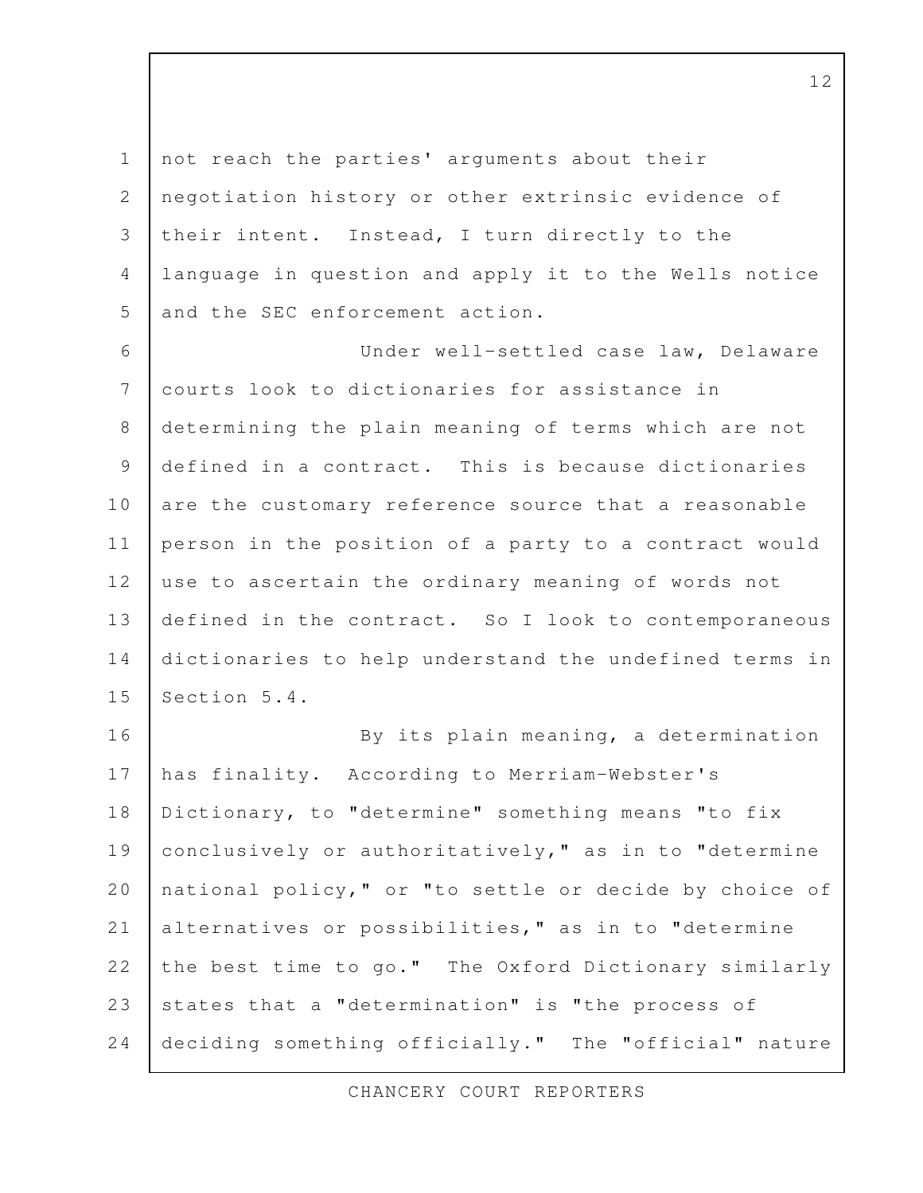not reach the parties' arguments about their negotiation history or other extrinsic evidence of their intent. Instead, I turn directly to the language in question and apply it to the Wells notice and the SEC enforcement action.

Under well-settled case law, Delaware courts look to dictionaries for assistance in determining the plain meaning of terms which are not defined in a contract. This is because dictionaries are the customary reference source that a reasonable person in the position of a party to a contract would use to ascertain the ordinary meaning of words not defined in the contract. So I look to contemporaneous dictionaries to help understand the undefined terms in Section 5.4.

By its plain meaning, a determination has finality. According to Merriam-Webster's Dictionary, to "determine" something means "to fix conclusively or authoritatively," as in to "determine national policy," or "to settle or decide by choice of alternatives or possibilities," as in to "determine the best time to go." The Oxford Dictionary similarly states that a "determination" is "the process of deciding something officially." The "official" nature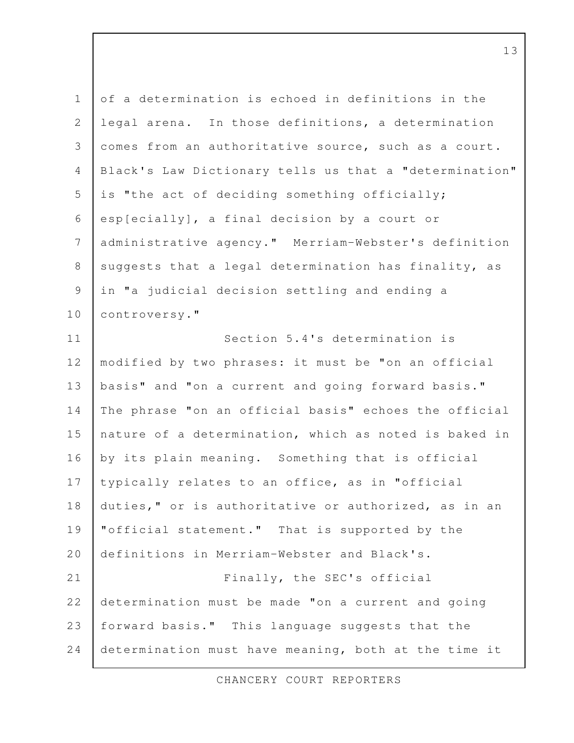of a determination is echoed in definitions in the legal arena. In those definitions, a determination comes from an authoritative source, such as a court. Black's Law Dictionary tells us that a "determination" is "the act of deciding something officially; esp[ecially], a final decision by a court or administrative agency." Merriam-Webster's definition suggests that a legal determination has finality, as in "a judicial decision settling and ending a controversy."

Section 5.4's determination is modified by two phrases: it must be "on an official basis" and "on a current and going forward basis." The phrase "on an official basis" echoes the official nature of a determination, which as noted is baked in by its plain meaning. Something that is official typically relates to an office, as in "official duties," or is authoritative or authorized, as in an "official statement." That is supported by the definitions in Merriam-Webster and Black's.

Finally, the SEC's official determination must be made "on a current and going forward basis." This language suggests that the determination must have meaning, both at the time it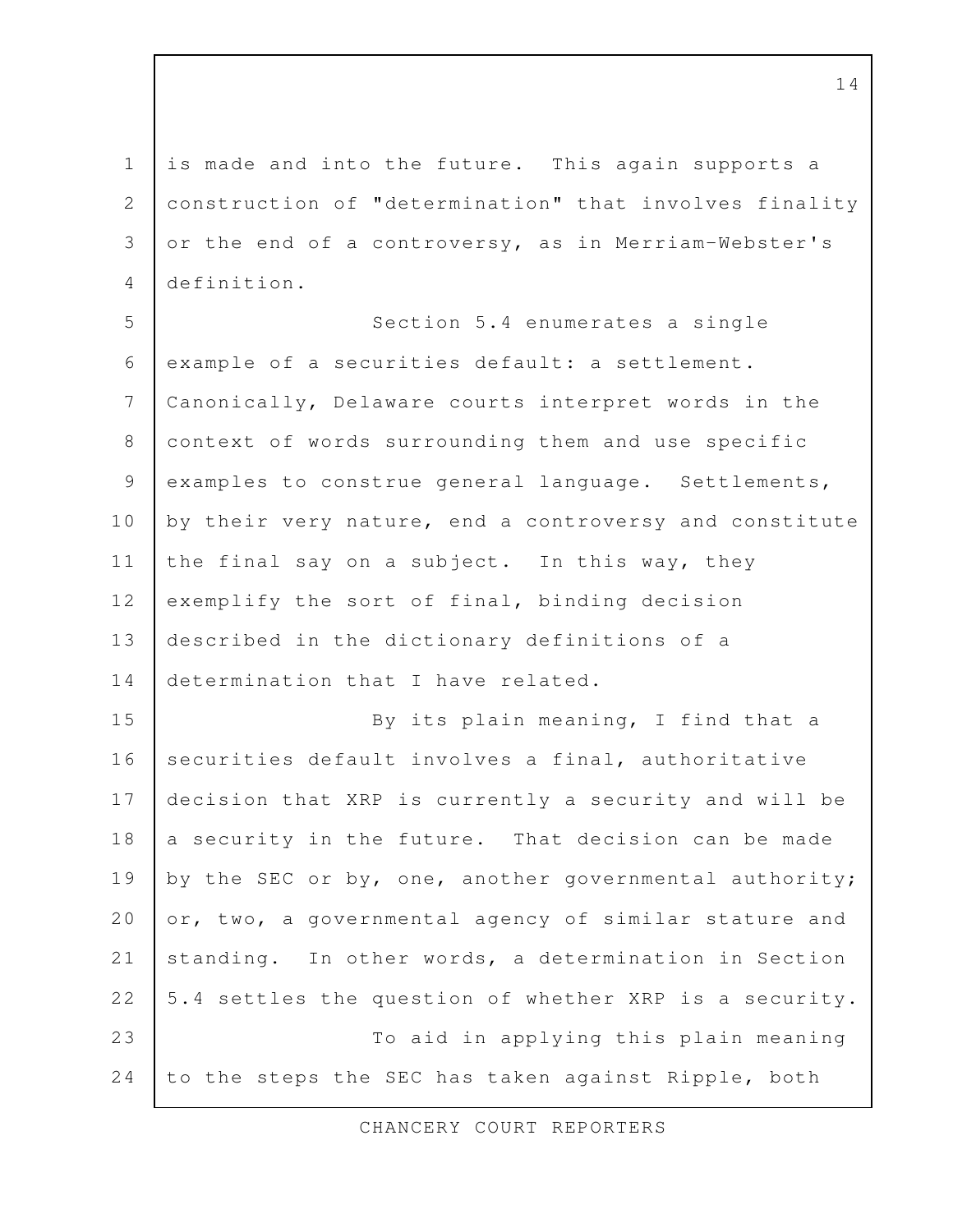is made and into the future. This again supports a construction of "determination" that involves finality or the end of a controversy, as in Merriam-Webster's definition.

Section 5.4 enumerates a single example of a securities default: a settlement. Canonically, Delaware courts interpret words in the context of words surrounding them and use specific examples to construe general language. Settlements, by their very nature, end a controversy and constitute the final say on a subject. In this way, they exemplify the sort of final, binding decision described in the dictionary definitions of a determination that I have related.

By its plain meaning, I find that a securities default involves a final, authoritative decision that XRP is currently a security and will be a security in the future. That decision can be made by the SEC or by, one, another governmental authority; or, two, a governmental agency of similar stature and standing. In other words, a determination in Section 5.4 settles the question of whether XRP is a security.

To aid in applying this plain meaning to the steps the SEC has taken against Ripple, both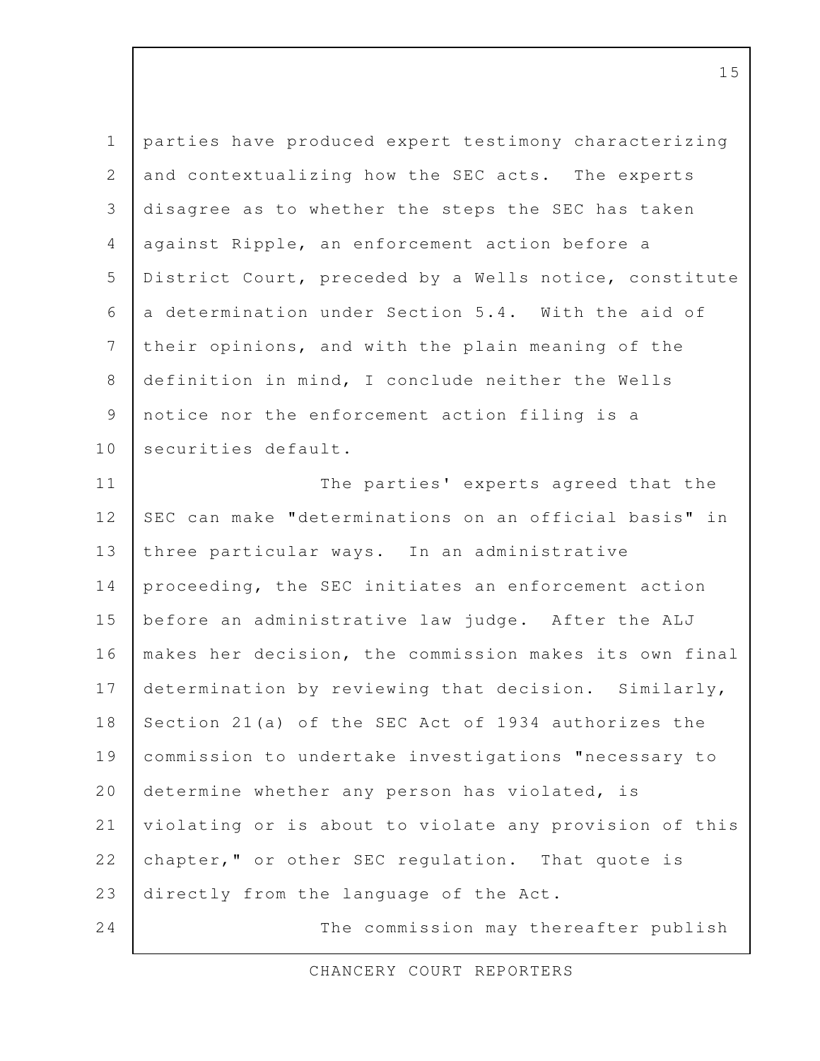parties have produced expert testimony characterizing and contextualizing how the SEC acts. The experts disagree as to whether the steps the SEC has taken against Ripple, an enforcement action before a District Court, preceded by a Wells notice, constitute a determination under Section 5.4. With the aid of their opinions, and with the plain meaning of the definition in mind, I conclude neither the Wells notice nor the enforcement action filing is a securities default.

The parties' experts agreed that the SEC can make "determinations on an official basis" in three particular ways. In an administrative proceeding, the SEC initiates an enforcement action before an administrative law judge. After the ALJ makes her decision, the commission makes its own final determination by reviewing that decision. Similarly, Section 21(a) of the SEC Act of 1934 authorizes the commission to undertake investigations "necessary to determine whether any person has violated, is violating or is about to violate any provision of this chapter," or other SEC regulation. That quote is directly from the language of the Act.

The commission may thereafter publish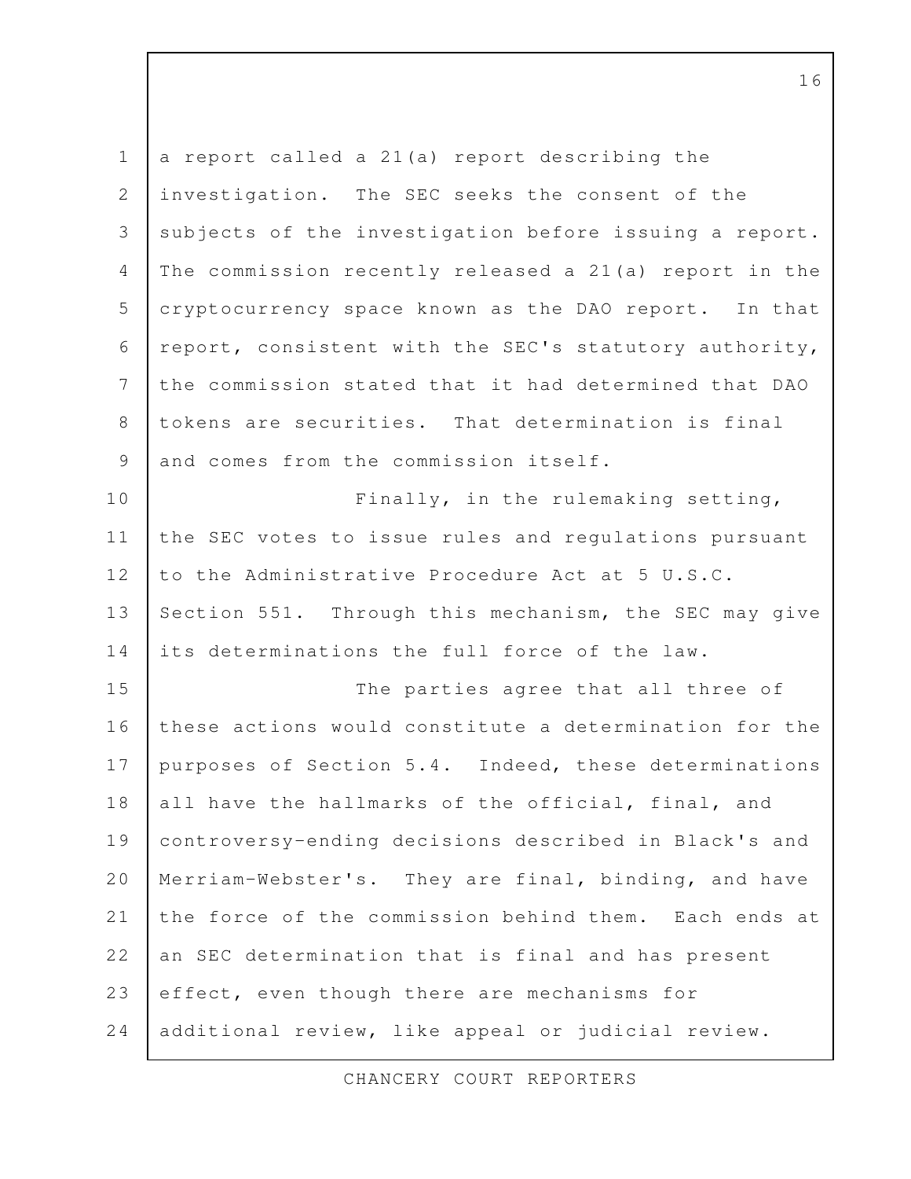a report called a 21(a) report describing the investigation. The SEC seeks the consent of the subjects of the investigation before issuing a report. The commission recently released a 21(a) report in the cryptocurrency space known as the DAO report. In that report, consistent with the SEC's statutory authority, the commission stated that it had determined that DAO tokens are securities. That determination is final and comes from the commission itself.

Finally, in the rulemaking setting, the SEC votes to issue rules and regulations pursuant to the Administrative Procedure Act at 5 U.S.C. Section 551. Through this mechanism, the SEC may give its determinations the full force of the law.

The parties agree that all three of these actions would constitute a determination for the purposes of Section 5.4. Indeed, these determinations all have the hallmarks of the official, final, and controversy-ending decisions described in Black's and Merriam-Webster's. They are final, binding, and have the force of the commission behind them. Each ends at an SEC determination that is final and has present effect, even though there are mechanisms for additional review, like appeal or judicial review.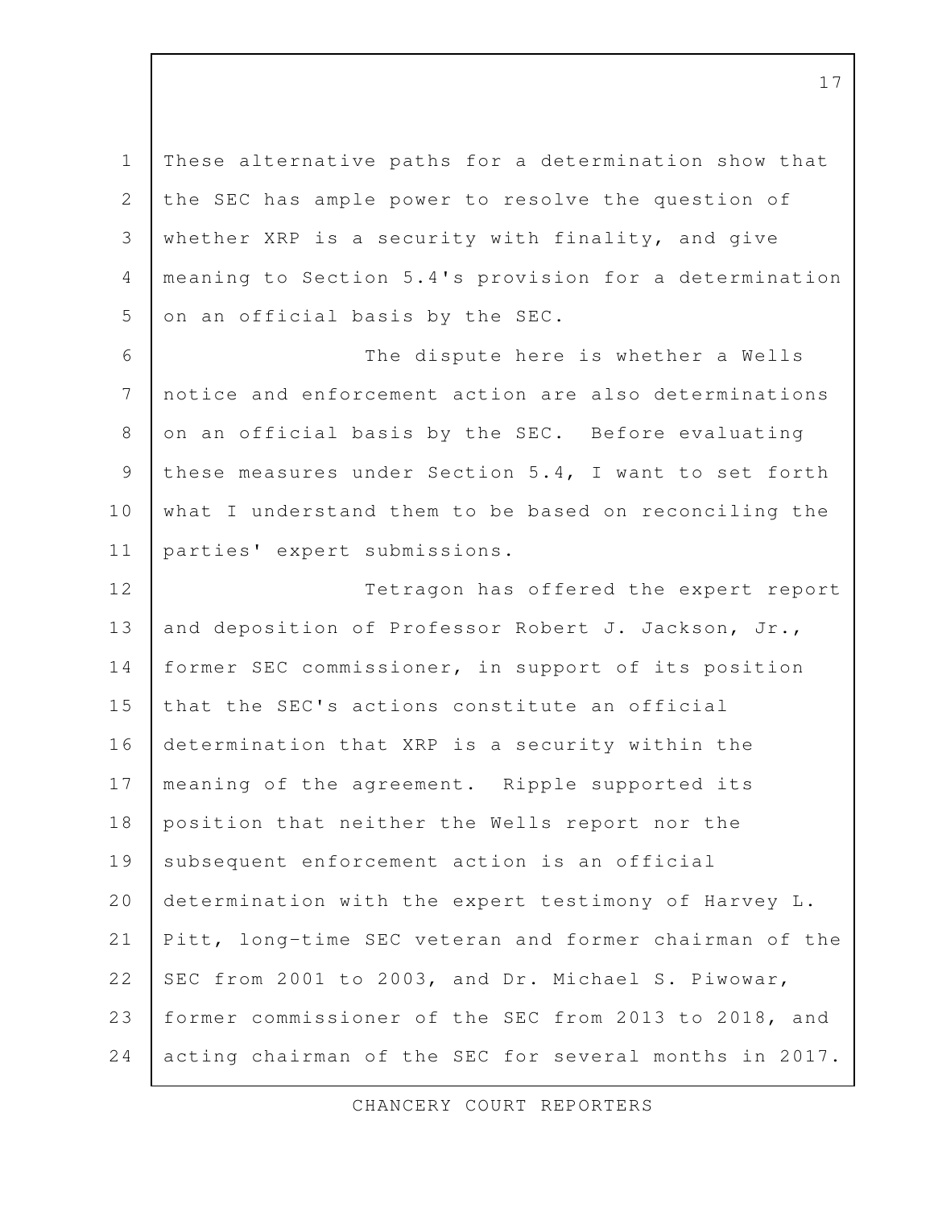These alternative paths for a determination show that the SEC has ample power to resolve the question of whether XRP is a security with finality, and give meaning to Section 5.4's provision for a determination on an official basis by the SEC.

The dispute here is whether a Wells notice and enforcement action are also determinations on an official basis by the SEC. Before evaluating these measures under Section 5.4, I want to set forth what I understand them to be based on reconciling the parties' expert submissions.

Tetragon has offered the expert report and deposition of Professor Robert J. Jackson, Jr., former SEC commissioner, in support of its position that the SEC's actions constitute an official determination that XRP is a security within the meaning of the agreement. Ripple supported its position that neither the Wells report nor the subsequent enforcement action is an official determination with the expert testimony of Harvey L. Pitt, long-time SEC veteran and former chairman of the SEC from 2001 to 2003, and Dr. Michael S. Piwowar, former commissioner of the SEC from 2013 to 2018, and acting chairman of the SEC for several months in 2017.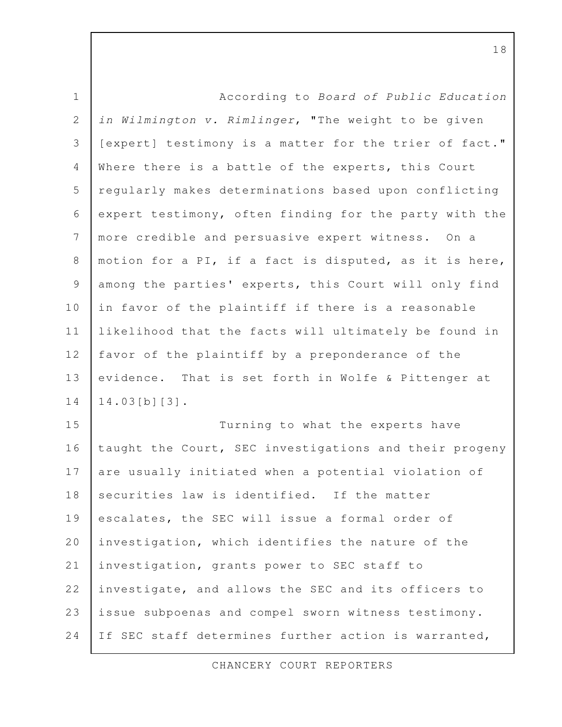According to *Board of Public Education in Wilmington v. Rimlinger*, "The weight to be given [expert] testimony is a matter for the trier of fact." Where there is a battle of the experts, this Court regularly makes determinations based upon conflicting expert testimony, often finding for the party with the more credible and persuasive expert witness. On a motion for a PI, if a fact is disputed, as it is here, among the parties' experts, this Court will only find in favor of the plaintiff if there is a reasonable likelihood that the facts will ultimately be found in favor of the plaintiff by a preponderance of the evidence. That is set forth in Wolfe & Pittenger at 14.03[b][3].

Turning to what the experts have taught the Court, SEC investigations and their progeny are usually initiated when a potential violation of securities law is identified. If the matter escalates, the SEC will issue a formal order of investigation, which identifies the nature of the investigation, grants power to SEC staff to investigate, and allows the SEC and its officers to issue subpoenas and compel sworn witness testimony. If SEC staff determines further action is warranted,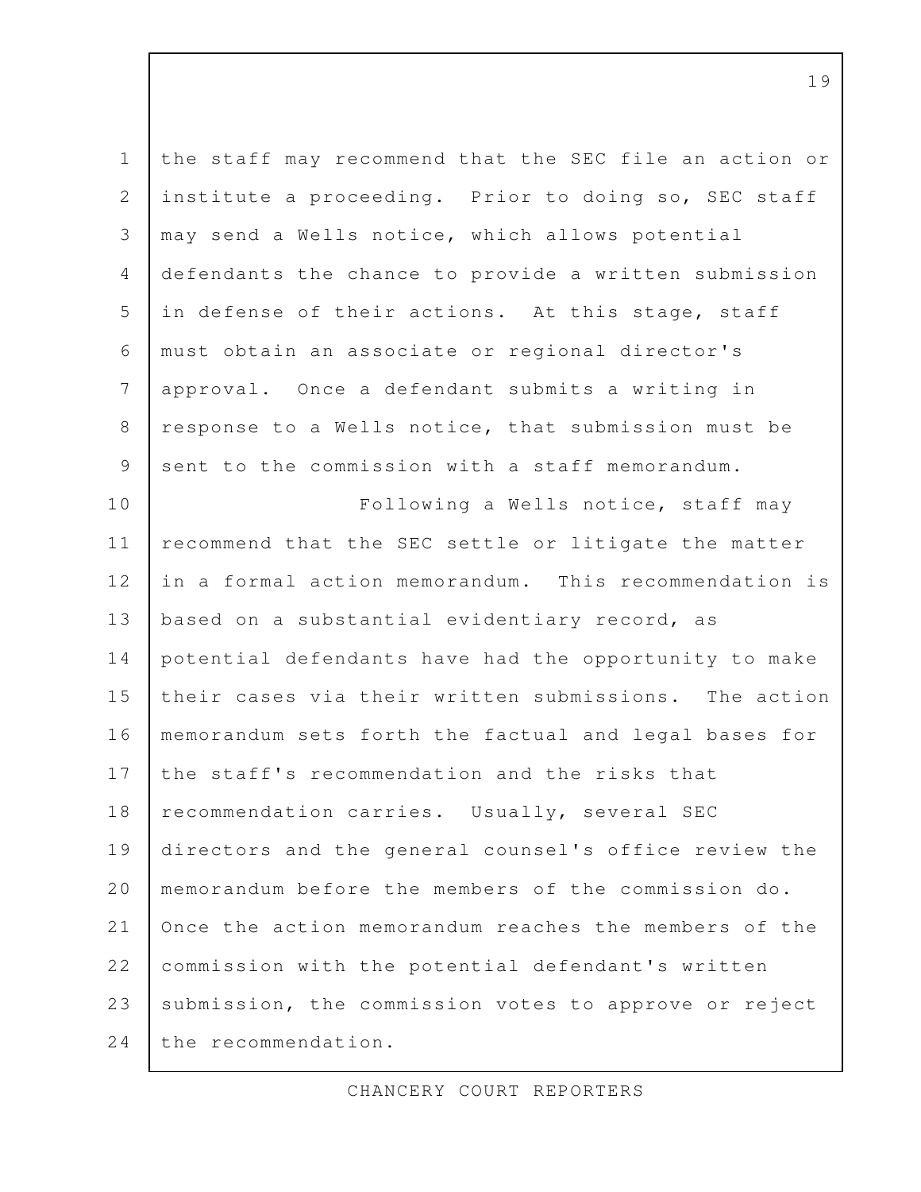the staff may recommend that the SEC file an action or institute a proceeding. Prior to doing so, SEC staff may send a Wells notice, which allows potential defendants the chance to provide a written submission in defense of their actions. At this stage, staff must obtain an associate or regional director's approval. Once a defendant submits a writing in response to a Wells notice, that submission must be sent to the commission with a staff memorandum.

Following a Wells notice, staff may recommend that the SEC settle or litigate the matter in a formal action memorandum. This recommendation is based on a substantial evidentiary record, as potential defendants have had the opportunity to make their cases via their written submissions. The action memorandum sets forth the factual and legal bases for the staff's recommendation and the risks that recommendation carries. Usually, several SEC directors and the general counsel's office review the memorandum before the members of the commission do. Once the action memorandum reaches the members of the commission with the potential defendant's written submission, the commission votes to approve or reject the recommendation.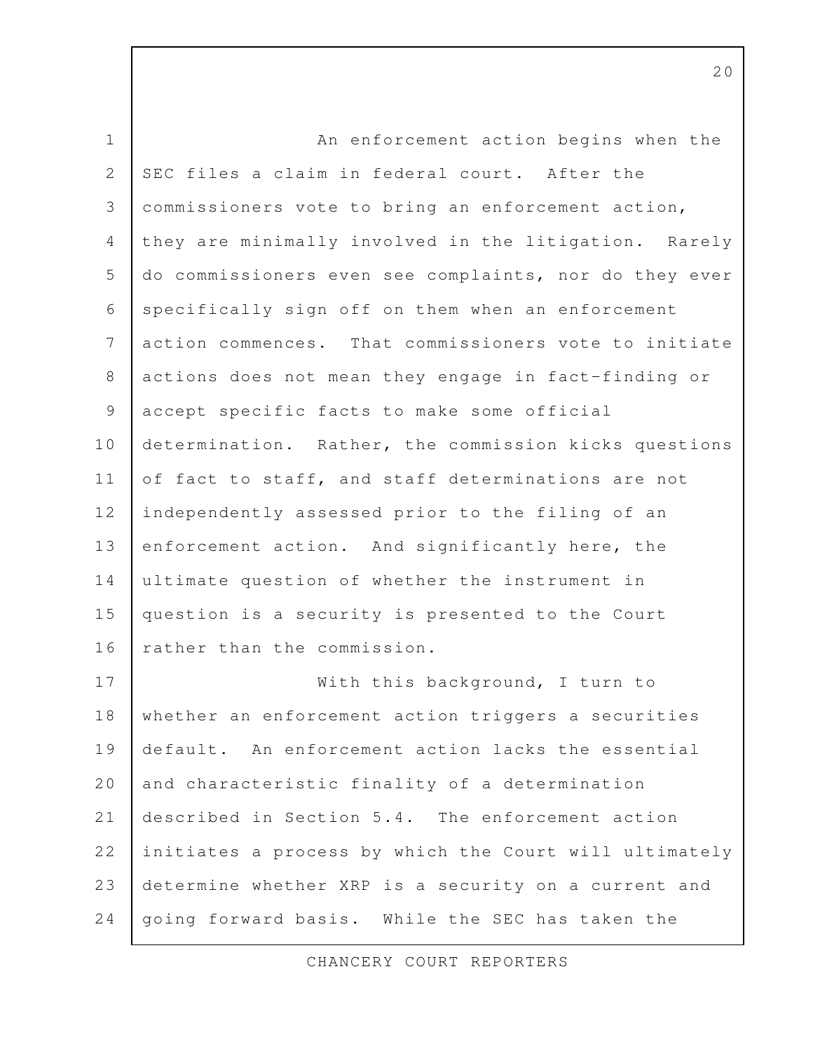An enforcement action begins when the SEC files a claim in federal court. After the commissioners vote to bring an enforcement action, they are minimally involved in the litigation. Rarely do commissioners even see complaints, nor do they ever specifically sign off on them when an enforcement action commences. That commissioners vote to initiate actions does not mean they engage in fact-finding or accept specific facts to make some official determination. Rather, the commission kicks questions of fact to staff, and staff determinations are not independently assessed prior to the filing of an enforcement action. And significantly here, the ultimate question of whether the instrument in question is a security is presented to the Court rather than the commission.

With this background, I turn to whether an enforcement action triggers a securities default. An enforcement action lacks the essential and characteristic finality of a determination described in Section 5.4. The enforcement action initiates a process by which the Court will ultimately determine whether XRP is a security on a current and going forward basis. While the SEC has taken the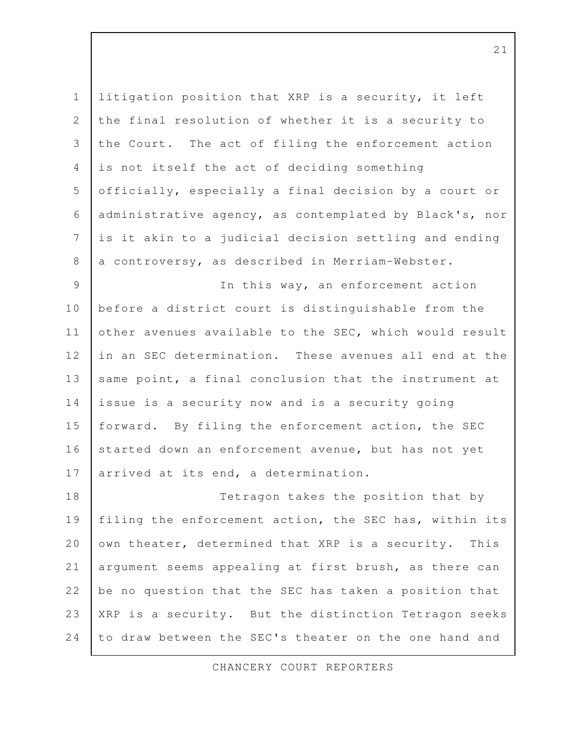litigation position that XRP is a security, it left the final resolution of whether it is a security to the Court. The act of filing the enforcement action is not itself the act of deciding something officially, especially a final decision by a court or administrative agency, as contemplated by Black's, nor is it akin to a judicial decision settling and ending a controversy, as described in Merriam-Webster.

In this way, an enforcement action before a district court is distinguishable from the other avenues available to the SEC, which would result in an SEC determination. These avenues all end at the same point, a final conclusion that the instrument at issue is a security now and is a security going forward. By filing the enforcement action, the SEC started down an enforcement avenue, but has not yet arrived at its end, a determination.

Tetragon takes the position that by filing the enforcement action, the SEC has, within its own theater, determined that XRP is a security. This argument seems appealing at first brush, as there can be no question that the SEC has taken a position that XRP is a security. But the distinction Tetragon seeks to draw between the SEC's theater on the one hand and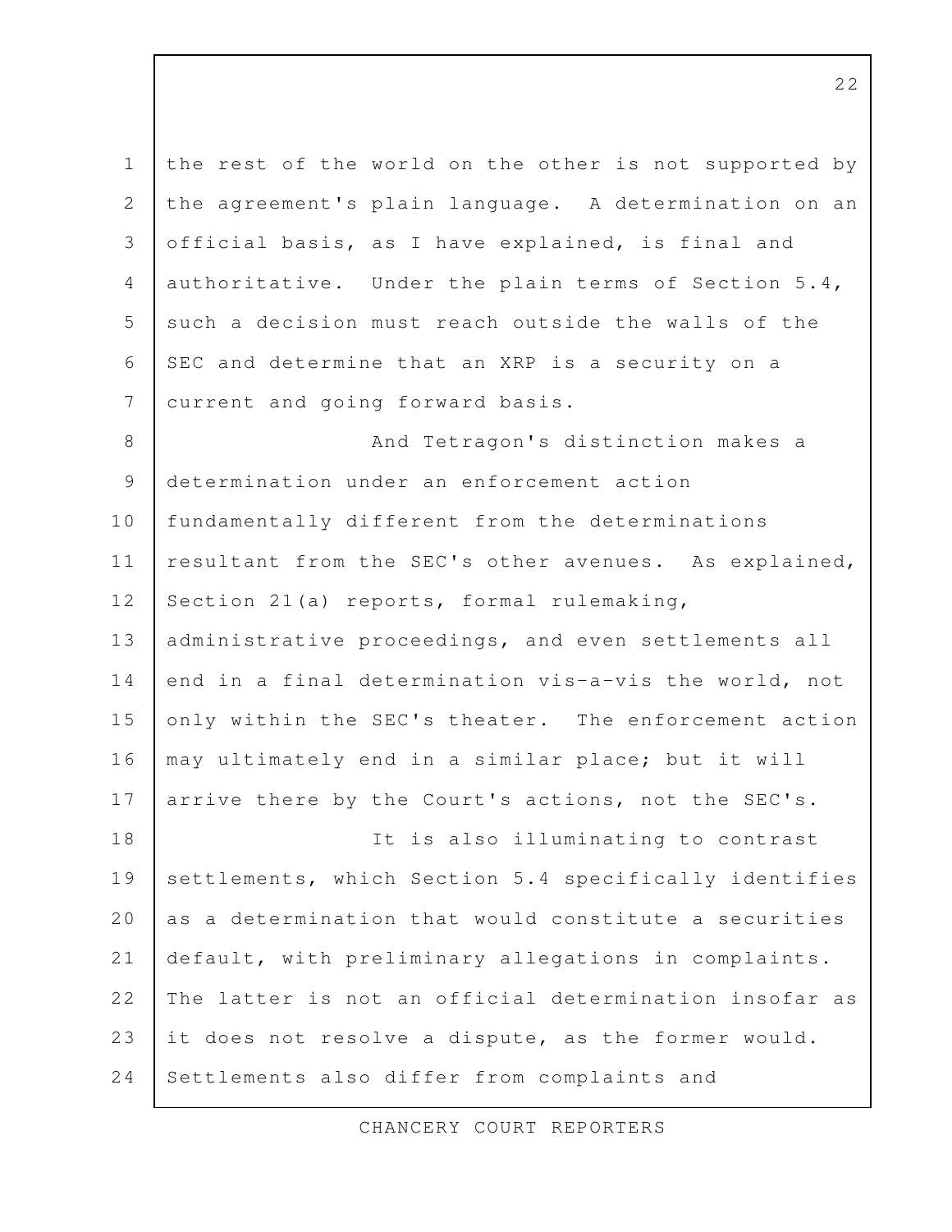the rest of the world on the other is not supported by the agreement's plain language. A determination on an official basis, as I have explained, is final and authoritative. Under the plain terms of Section 5.4, such a decision must reach outside the walls of the SEC and determine that an XRP is a security on a current and going forward basis.

And Tetragon's distinction makes a determination under an enforcement action fundamentally different from the determinations resultant from the SEC's other avenues. As explained, Section 21(a) reports, formal rulemaking, administrative proceedings, and even settlements all end in a final determination vis-a-vis the world, not only within the SEC's theater. The enforcement action may ultimately end in a similar place; but it will arrive there by the Court's actions, not the SEC's.

It is also illuminating to contrast settlements, which Section 5.4 specifically identifies as a determination that would constitute a securities default, with preliminary allegations in complaints. The latter is not an official determination insofar as it does not resolve a dispute, as the former would. Settlements also differ from complaints and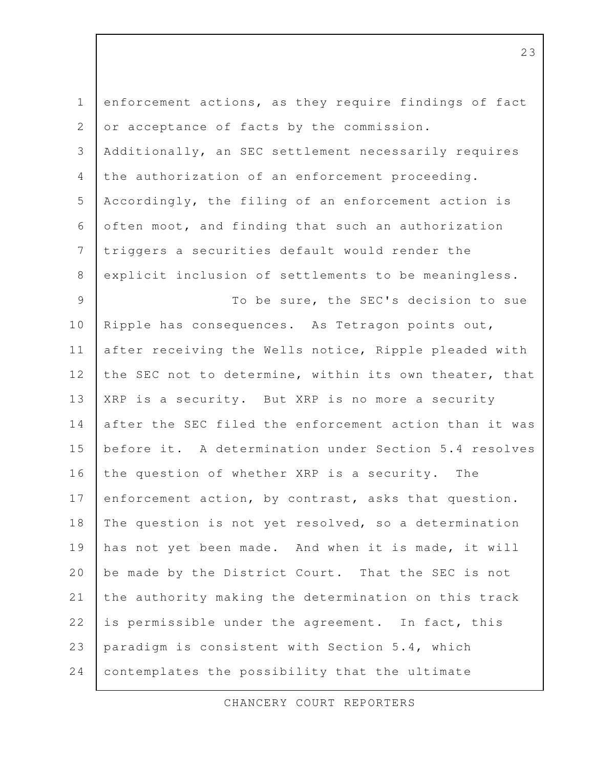enforcement actions, as they require findings of fact or acceptance of facts by the commission. Additionally, an SEC settlement necessarily requires the authorization of an enforcement proceeding. Accordingly, the filing of an enforcement action is often moot, and finding that such an authorization triggers a securities default would render the explicit inclusion of settlements to be meaningless.

To be sure, the SEC's decision to sue Ripple has consequences. As Tetragon points out, after receiving the Wells notice, Ripple pleaded with the SEC not to determine, within its own theater, that XRP is a security. But XRP is no more a security after the SEC filed the enforcement action than it was before it. A determination under Section 5.4 resolves the question of whether XRP is a security. The enforcement action, by contrast, asks that question. The question is not yet resolved, so a determination has not yet been made. And when it is made, it will be made by the District Court. That the SEC is not the authority making the determination on this track is permissible under the agreement. In fact, this paradigm is consistent with Section 5.4, which contemplates the possibility that the ultimate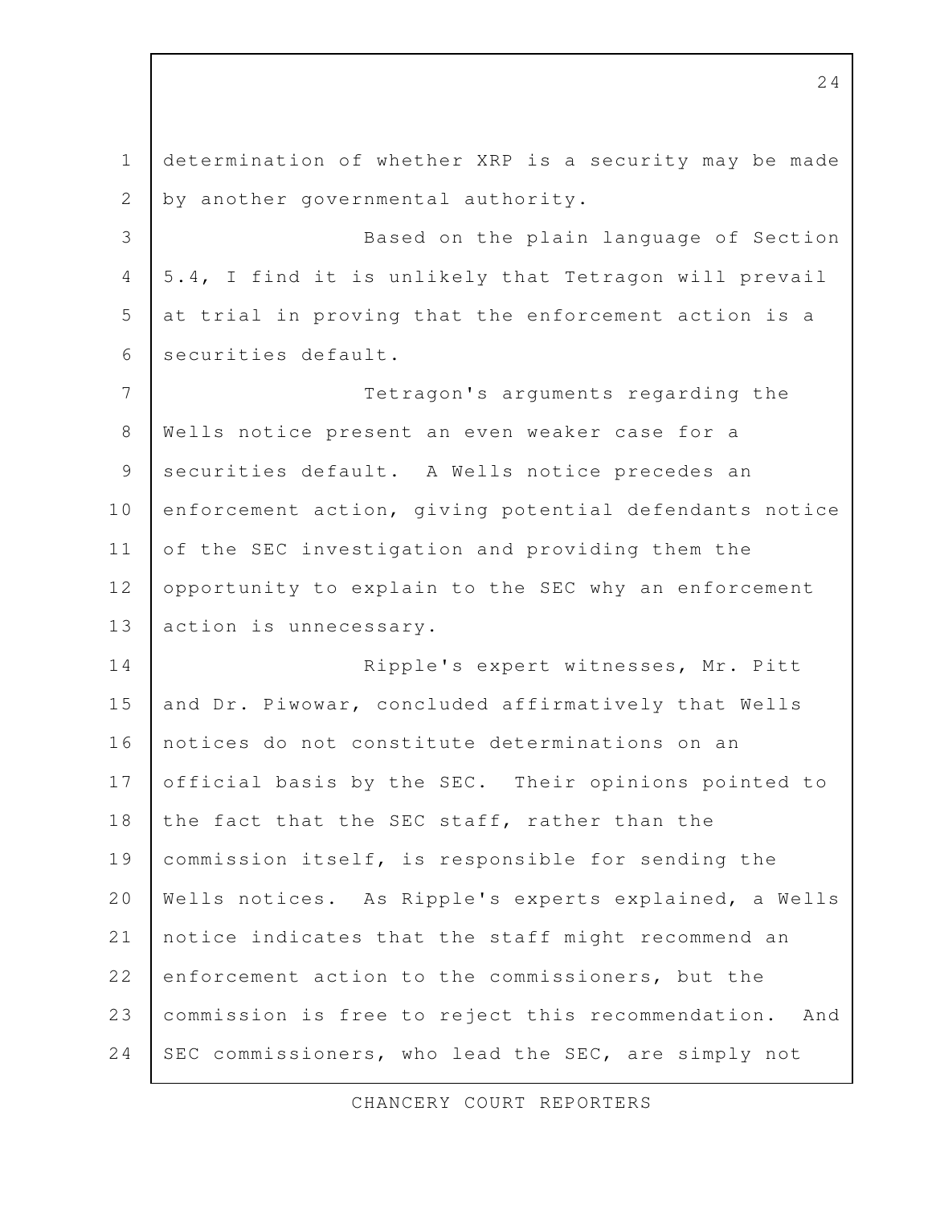determination of whether XRP is a security may be made by another governmental authority.

Based on the plain language of Section 5.4, I find it is unlikely that Tetragon will prevail at trial in proving that the enforcement action is a securities default.

Tetragon's arguments regarding the Wells notice present an even weaker case for a securities default. A Wells notice precedes an enforcement action, giving potential defendants notice of the SEC investigation and providing them the opportunity to explain to the SEC why an enforcement action is unnecessary.

Ripple's expert witnesses, Mr. Pitt and Dr. Piwowar, concluded affirmatively that Wells notices do not constitute determinations on an official basis by the SEC. Their opinions pointed to the fact that the SEC staff, rather than the commission itself, is responsible for sending the Wells notices. As Ripple's experts explained, a Wells notice indicates that the staff might recommend an enforcement action to the commissioners, but the commission is free to reject this recommendation. And SEC commissioners, who lead the SEC, are simply not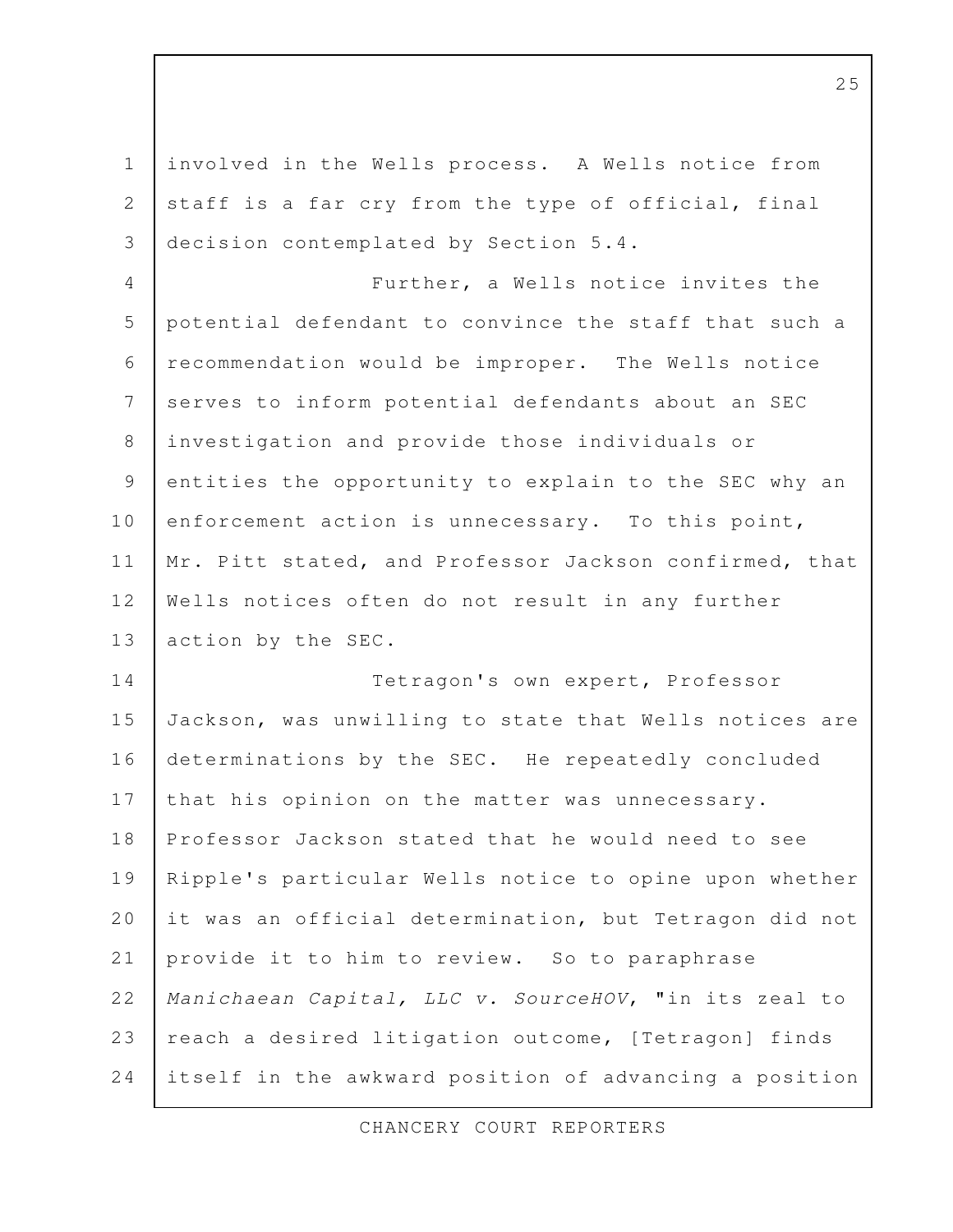involved in the Wells process. A Wells notice from staff is a far cry from the type of official, final decision contemplated by Section 5.4.

Further, a Wells notice invites the potential defendant to convince the staff that such a recommendation would be improper. The Wells notice serves to inform potential defendants about an SEC investigation and provide those individuals or entities the opportunity to explain to the SEC why an enforcement action is unnecessary. To this point, Mr. Pitt stated, and Professor Jackson confirmed, that Wells notices often do not result in any further action by the SEC.

Tetragon's own expert, Professor Jackson, was unwilling to state that Wells notices are determinations by the SEC. He repeatedly concluded that his opinion on the matter was unnecessary. Professor Jackson stated that he would need to see Ripple's particular Wells notice to opine upon whether it was an official determination, but Tetragon did not provide it to him to review. So to paraphrase *Manichaean Capital, LLC v. SourceHOV*, "in its zeal to reach a desired litigation outcome, [Tetragon] finds itself in the awkward position of advancing a position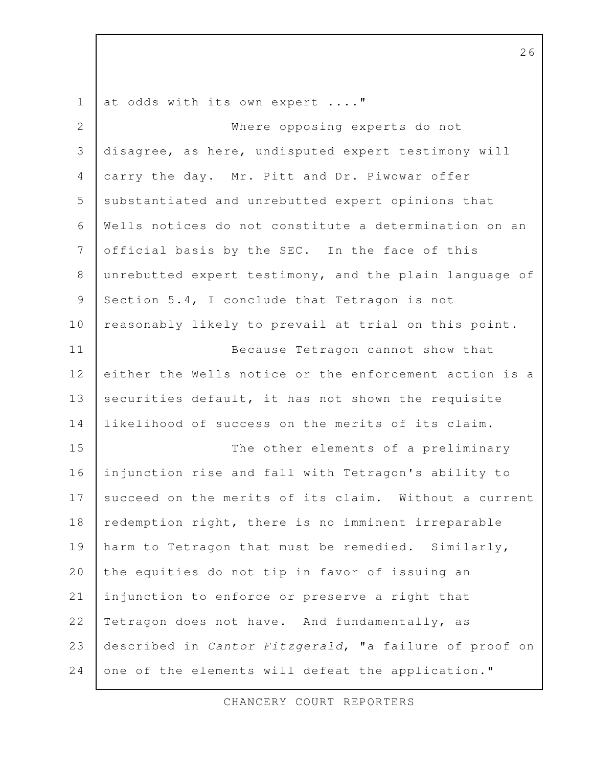at odds with its own expert ...."

Where opposing experts do not disagree, as here, undisputed expert testimony will carry the day. Mr. Pitt and Dr. Piwowar offer substantiated and unrebutted expert opinions that Wells notices do not constitute a determination on an official basis by the SEC. In the face of this unrebutted expert testimony, and the plain language of Section 5.4, I conclude that Tetragon is not reasonably likely to prevail at trial on this point.

Because Tetragon cannot show that either the Wells notice or the enforcement action is a securities default, it has not shown the requisite likelihood of success on the merits of its claim.

The other elements of a preliminary injunction rise and fall with Tetragon's ability to succeed on the merits of its claim. Without a current redemption right, there is no imminent irreparable harm to Tetragon that must be remedied. Similarly, the equities do not tip in favor of issuing an injunction to enforce or preserve a right that Tetragon does not have. And fundamentally, as described in *Cantor Fitzgerald*, "a failure of proof on one of the elements will defeat the application."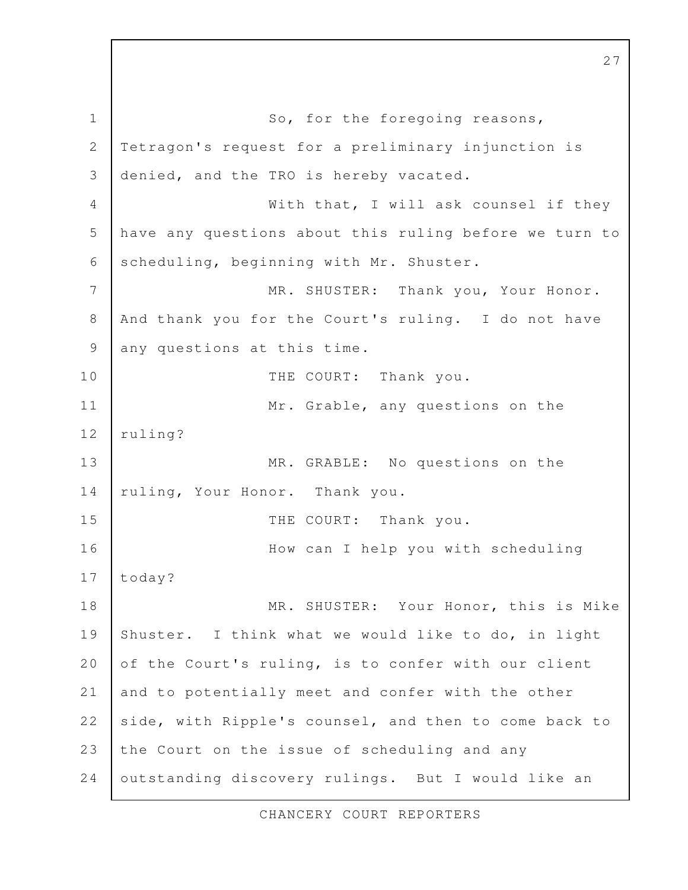So, for the foregoing reasons, Tetragon's request for a preliminary injunction is denied, and the TRO is hereby vacated.

With that, I will ask counsel if they have any questions about this ruling before we turn to scheduling, beginning with Mr. Shuster.

MR. SHUSTER: Thank you, Your Honor. And thank you for the Court's ruling. I do not have any questions at this time.

THE COURT: Thank you.

Mr. Grable, any questions on the ruling?

MR. GRABLE: No questions on the ruling, Your Honor. Thank you.

THE COURT: Thank you.

How can I help you with scheduling today?

MR. SHUSTER: Your Honor, this is Mike Shuster. I think what we would like to do, in light of the Court's ruling, is to confer with our client and to potentially meet and confer with the other side, with Ripple's counsel, and then to come back to the Court on the issue of scheduling and any outstanding discovery rulings. But I would like an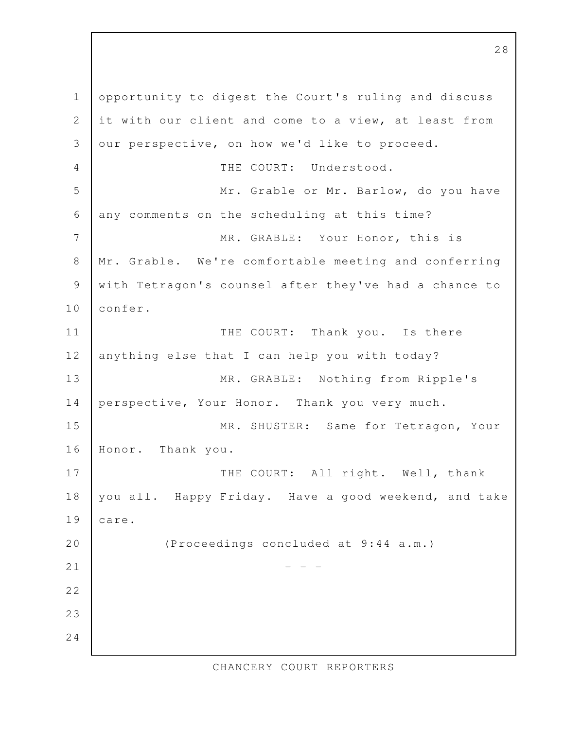opportunity to digest the Court's ruling and discuss it with our client and come to a view, at least from our perspective, on how we'd like to proceed.

THE COURT: Understood.

Mr. Grable or Mr. Barlow, do you have any comments on the scheduling at this time?

MR. GRABLE: Your Honor, this is Mr. Grable. We're comfortable meeting and conferring with Tetragon's counsel after they've had a chance to confer.

THE COURT: Thank you. Is there anything else that I can help you with today?

MR. GRABLE: Nothing from Ripple's perspective, Your Honor. Thank you very much.

MR. SHUSTER: Same for Tetragon, Your Honor. Thank you.

THE COURT: All right. Well, thank you all. Happy Friday. Have a good weekend, and take care.

(Proceedings concluded at 9:44 a.m.)

\- - -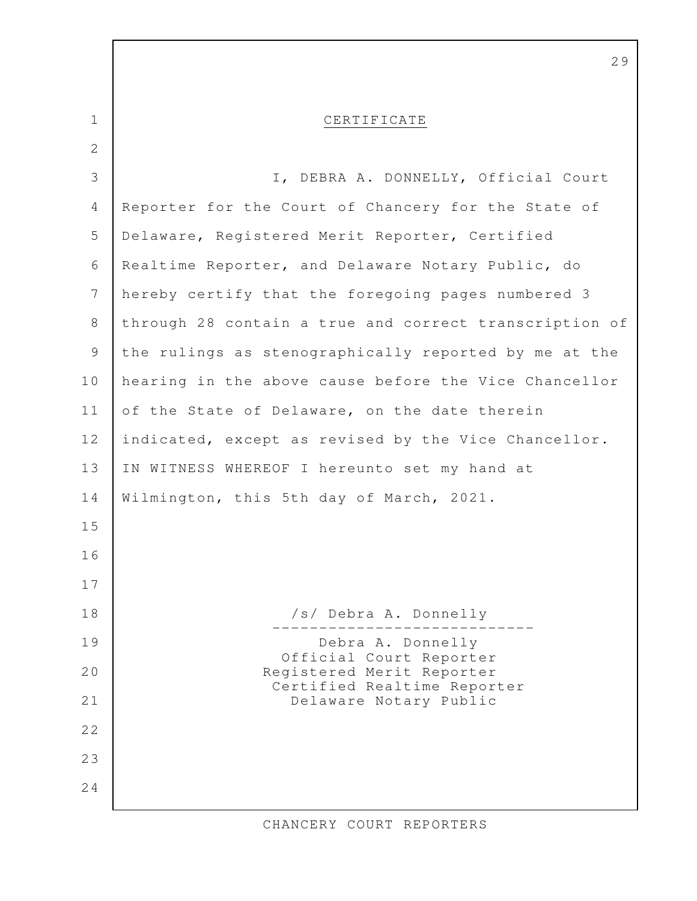## CERTIFICATE

I, DEBRA A. DONNELLY, Official Court Reporter for the Court of Chancery for the State of Delaware, Registered Merit Reporter, Certified Realtime Reporter, and Delaware Notary Public, do hereby certify that the foregoing pages numbered 3 through 28 contain a true and correct transcription of the rulings as stenographically reported by me at the hearing in the above cause before the Vice Chancellor of the State of Delaware, on the date therein indicated, except as revised by the Vice Chancellor. IN WITNESS WHEREOF I hereunto set my hand at Wilmington, this 5th day of March, 2021.

/s/ Debra A. Donnelly

----------------------------

Debra A. Donnelly
Official Court Reporter
Registered Merit Reporter
Certified Realtime Reporter
Delaware Notary Public